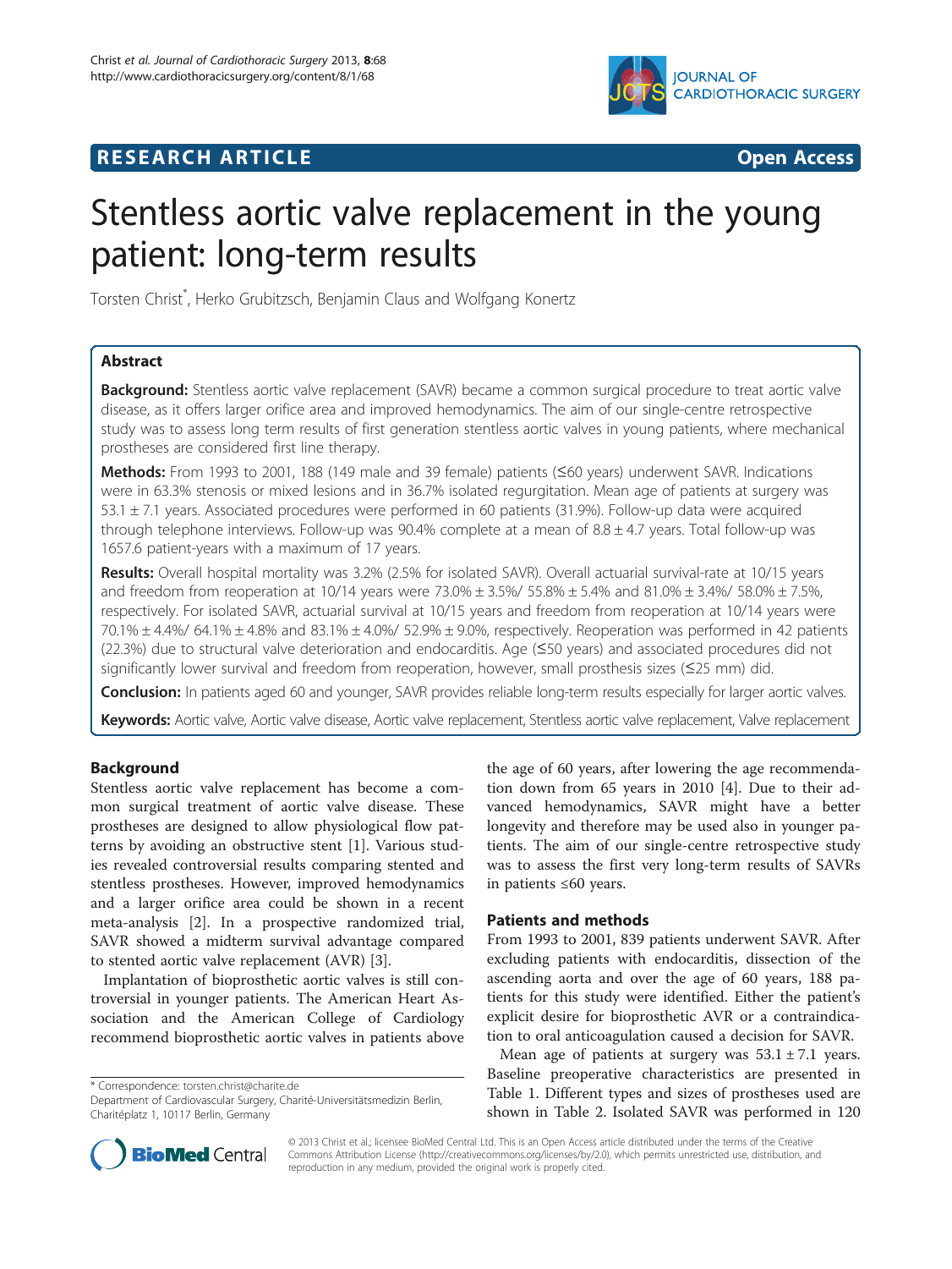**RESEARCH ARTICLE** **Open Access**

# Stentless aortic valve replacement in the young patient: long-term results

Torsten Christ*, Herko Grubitzsch, Benjamin Claus and Wolfgang Konertz

## Abstract

**Background:** Stentless aortic valve replacement (SAVR) became a common surgical procedure to treat aortic valve disease, as it offers larger orifice area and improved hemodynamics. The aim of our single-centre retrospective study was to assess long term results of first generation stentless aortic valves in young patients, where mechanical prostheses are considered first line therapy.

**Methods:** From 1993 to 2001, 188 (149 male and 39 female) patients (≤60 years) underwent SAVR. Indications were in 63.3% stenosis or mixed lesions and in 36.7% isolated regurgitation. Mean age of patients at surgery was 53.1 ± 7.1 years. Associated procedures were performed in 60 patients (31.9%). Follow-up data were acquired through telephone interviews. Follow-up was 90.4% complete at a mean of 8.8 ± 4.7 years. Total follow-up was 1657.6 patient-years with a maximum of 17 years.

**Results:** Overall hospital mortality was 3.2% (2.5% for isolated SAVR). Overall actuarial survival-rate at 10/15 years and freedom from reoperation at 10/14 years were 73.0% ± 3.5%/ 55.8% ± 5.4% and 81.0% ± 3.4%/ 58.0% ± 7.5%, respectively. For isolated SAVR, actuarial survival at 10/15 years and freedom from reoperation at 10/14 years were 70.1% ± 4.4%/ 64.1% ± 4.8% and 83.1% ± 4.0%/ 52.9% ± 9.0%, respectively. Reoperation was performed in 42 patients (22.3%) due to structural valve deterioration and endocarditis. Age (≤50 years) and associated procedures did not significantly lower survival and freedom from reoperation, however, small prosthesis sizes (≤25 mm) did.

**Conclusion:** In patients aged 60 and younger, SAVR provides reliable long-term results especially for larger aortic valves.

**Keywords:** Aortic valve, Aortic valve disease, Aortic valve replacement, Stentless aortic valve replacement, Valve replacement

## Background

Stentless aortic valve replacement has become a common surgical treatment of aortic valve disease. These prostheses are designed to allow physiological flow patterns by avoiding an obstructive stent [1]. Various studies revealed controversial results comparing stented and stentless prostheses. However, improved hemodynamics and a larger orifice area could be shown in a recent meta-analysis [2]. In a prospective randomized trial, SAVR showed a midterm survival advantage compared to stented aortic valve replacement (AVR) [3].

Implantation of bioprosthetic aortic valves is still controversial in younger patients. The American Heart Association and the American College of Cardiology recommend bioprosthetic aortic valves in patients above the age of 60 years, after lowering the age recommendation down from 65 years in 2010 [4]. Due to their advanced hemodynamics, SAVR might have a better longevity and therefore may be used also in younger patients. The aim of our single-centre retrospective study was to assess the first very long-term results of SAVRs in patients ≤60 years.

## Patients and methods

From 1993 to 2001, 839 patients underwent SAVR. After excluding patients with endocarditis, dissection of the ascending aorta and over the age of 60 years, 188 patients for this study were identified. Either the patient's explicit desire for bioprosthetic AVR or a contraindication to oral anticoagulation caused a decision for SAVR.

Mean age of patients at surgery was 53.1 ± 7.1 years. Baseline preoperative characteristics are presented in Table 1. Different types and sizes of prostheses used are shown in Table 2. Isolated SAVR was performed in 120

\* Correspondence: torsten.christ@charite.de
Department of Cardiovascular Surgery, Charité-Universitätsmedizin Berlin, Charitéplatz 1, 10117 Berlin, Germany

© 2013 Christ et al.; licensee BioMed Central Ltd. This is an Open Access article distributed under the terms of the Creative Commons Attribution License (http://creativecommons.org/licenses/by/2.0), which permits unrestricted use, distribution, and reproduction in any medium, provided the original work is properly cited.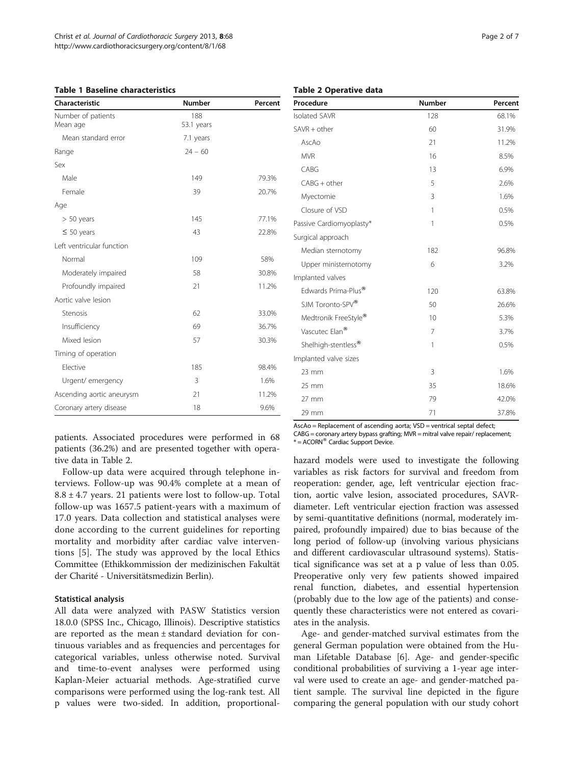**Table 1 Baseline characteristics**

| Characteristic | Number | Percent |
|---|---|---|
| Number of patients | 188 | |
| Mean age | 53.1 years | |
| Mean standard error | 7.1 years | |
| Range | 24 – 60 | |
| Sex | | |
| Male | 149 | 79.3% |
| Female | 39 | 20.7% |
| Age | | |
| > 50 years | 145 | 77.1% |
| ≤ 50 years | 43 | 22.8% |
| Left ventricular function | | |
| Normal | 109 | 58% |
| Moderately impaired | 58 | 30.8% |
| Profoundly impaired | 21 | 11.2% |
| Aortic valve lesion | | |
| Stenosis | 62 | 33.0% |
| Insufficiency | 69 | 36.7% |
| Mixed lesion | 57 | 30.3% |
| Timing of operation | | |
| Elective | 185 | 98.4% |
| Urgent/ emergency | 3 | 1.6% |
| Ascending aortic aneurysm | 21 | 11.2% |
| Coronary artery disease | 18 | 9.6% |

patients. Associated procedures were performed in 68 patients (36.2%) and are presented together with operative data in Table 2.

Follow-up data were acquired through telephone interviews. Follow-up was 90.4% complete at a mean of 8.8 ± 4.7 years. 21 patients were lost to follow-up. Total follow-up was 1657.5 patient-years with a maximum of 17.0 years. Data collection and statistical analyses were done according to the current guidelines for reporting mortality and morbidity after cardiac valve interventions [5]. The study was approved by the local Ethics Committee (Ethikkommission der medizinischen Fakultät der Charité - Universitätsmedizin Berlin).

### Statistical analysis

All data were analyzed with PASW Statistics version 18.0.0 (SPSS Inc., Chicago, Illinois). Descriptive statistics are reported as the mean ± standard deviation for continuous variables and as frequencies and percentages for categorical variables, unless otherwise noted. Survival and time-to-event analyses were performed using Kaplan-Meier actuarial methods. Age-stratified curve comparisons were performed using the log-rank test. All p values were two-sided. In addition, proportional-hazard models were used to investigate the following variables as risk factors for survival and freedom from reoperation: gender, age, left ventricular ejection fraction, aortic valve lesion, associated procedures, SAVR-diameter. Left ventricular ejection fraction was assessed by semi-quantitative definitions (normal, moderately impaired, profoundly impaired) due to bias because of the long period of follow-up (involving various physicians and different cardiovascular ultrasound systems). Statistical significance was set at a p value of less than 0.05. Preoperative only very few patients showed impaired renal function, diabetes, and essential hypertension (probably due to the low age of the patients) and consequently these characteristics were not entered as covariates in the analysis.

**Table 2 Operative data**

| Procedure | Number | Percent |
|---|---|---|
| Isolated SAVR | 128 | 68.1% |
| SAVR + other | 60 | 31.9% |
| AscAo | 21 | 11.2% |
| MVR | 16 | 8.5% |
| CABG | 13 | 6.9% |
| CABG + other | 5 | 2.6% |
| Myectomie | 3 | 1.6% |
| Closure of VSD | 1 | 0.5% |
| Passive Cardiomyoplasty* | 1 | 0.5% |
| Surgical approach | | |
| Median sternotomy | 182 | 96.8% |
| Upper ministernotomy | 6 | 3.2% |
| Implanted valves | | |
| Edwards Prima-Plus® | 120 | 63.8% |
| SJM Toronto-SPV® | 50 | 26.6% |
| Medtronik FreeStyle® | 10 | 5.3% |
| Vascutec Elan® | 7 | 3.7% |
| Shelhigh-stentless® | 1 | 0.5% |
| Implanted valve sizes | | |
| 23 mm | 3 | 1.6% |
| 25 mm | 35 | 18.6% |
| 27 mm | 79 | 42.0% |
| 29 mm | 71 | 37.8% |

AscAo = Replacement of ascending aorta; VSD = ventrical septal defect; CABG = coronary artery bypass grafting; MVR = mitral valve repair/ replacement; * = ACORN® Cardiac Support Device.

Age- and gender-matched survival estimates from the general German population were obtained from the Human Lifetable Database [6]. Age- and gender-specific conditional probabilities of surviving a 1-year age interval were used to create an age- and gender-matched patient sample. The survival line depicted in the figure comparing the general population with our study cohort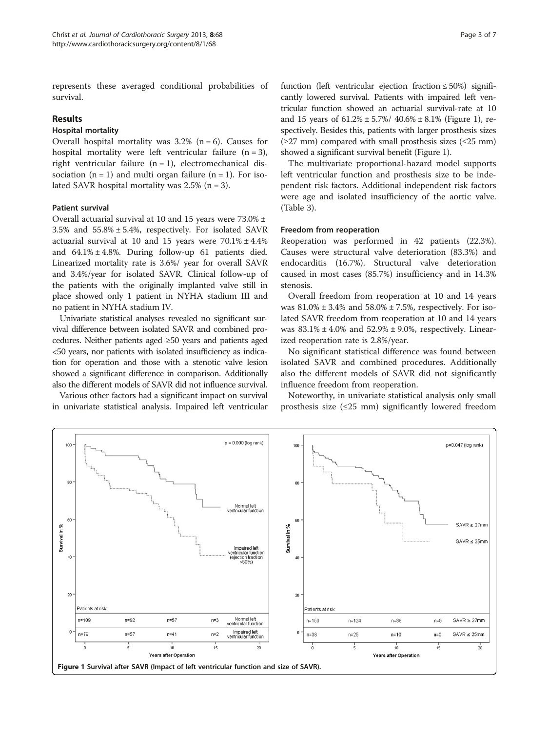represents these averaged conditional probabilities of survival.

## Results

### Hospital mortality

Overall hospital mortality was 3.2% (n = 6). Causes for hospital mortality were left ventricular failure (n = 3), right ventricular failure (n = 1), electromechanical dissociation (n = 1) and multi organ failure (n = 1). For isolated SAVR hospital mortality was 2.5% (n = 3).

### Patient survival

Overall actuarial survival at 10 and 15 years were 73.0% ± 3.5% and 55.8% ± 5.4%, respectively. For isolated SAVR actuarial survival at 10 and 15 years were 70.1% ± 4.4% and 64.1% ± 4.8%. During follow-up 61 patients died. Linearized mortality rate is 3.6%/ year for overall SAVR and 3.4%/year for isolated SAVR. Clinical follow-up of the patients with the originally implanted valve still in place showed only 1 patient in NYHA stadium III and no patient in NYHA stadium IV.

Univariate statistical analyses revealed no significant survival difference between isolated SAVR and combined procedures. Neither patients aged ≥50 years and patients aged <50 years, nor patients with isolated insufficiency as indication for operation and those with a stenotic valve lesion showed a significant difference in comparison. Additionally also the different models of SAVR did not influence survival.

Various other factors had a significant impact on survival in univariate statistical analysis. Impaired left ventricular function (left ventricular ejection fraction ≤ 50%) significantly lowered survival. Patients with impaired left ventricular function showed an actuarial survival-rate at 10 and 15 years of 61.2% ± 5.7%/ 40.6% ± 8.1% (Figure 1), respectively. Besides this, patients with larger prosthesis sizes (≥27 mm) compared with small prosthesis sizes (≤25 mm) showed a significant survival benefit (Figure 1).

The multivariate proportional-hazard model supports left ventricular function and prosthesis size to be independent risk factors. Additional independent risk factors were age and isolated insufficiency of the aortic valve. (Table 3).

### Freedom from reoperation

Reoperation was performed in 42 patients (22.3%). Causes were structural valve deterioration (83.3%) and endocarditis (16.7%). Structural valve deterioration caused in most cases (85.7%) insufficiency and in 14.3% stenosis.

Overall freedom from reoperation at 10 and 14 years was 81.0% ± 3.4% and 58.0% ± 7.5%, respectively. For isolated SAVR freedom from reoperation at 10 and 14 years was 83.1% ± 4.0% and 52.9% ± 9.0%, respectively. Linearized reoperation rate is 2.8%/year.

No significant statistical difference was found between isolated SAVR and combined procedures. Additionally also the different models of SAVR did not significantly influence freedom from reoperation.

Noteworthy, in univariate statistical analysis only small prosthesis size (≤25 mm) significantly lowered freedom

**Figure 1** Survival after SAVR (Impact of left ventricular function and size of SAVR).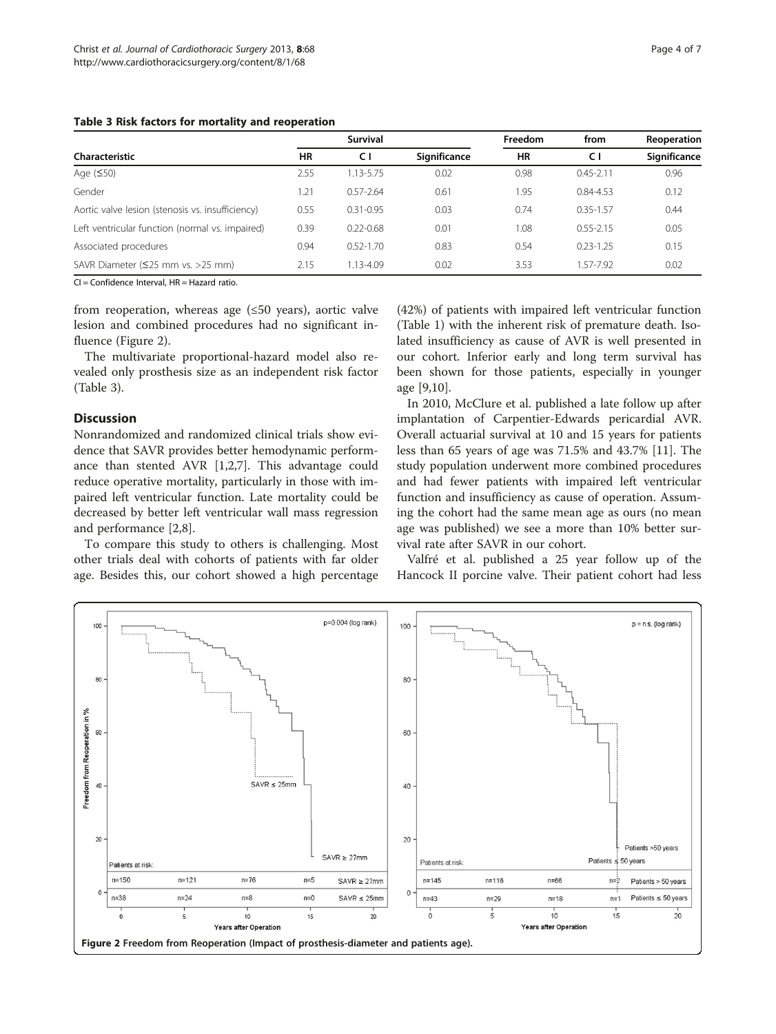**Table 3 Risk factors for mortality and reoperation**

| Characteristic | Survival | | | Freedom from Reoperation | | |
|---|---|---|---|---|---|---|
| | HR | C I | Significance | HR | C I | Significance |
| Age (≤50) | 2.55 | 1.13-5.75 | 0.02 | 0.98 | 0.45-2.11 | 0.96 |
| Gender | 1.21 | 0.57-2.64 | 0.61 | 1.95 | 0.84-4.53 | 0.12 |
| Aortic valve lesion (stenosis vs. insufficiency) | 0.55 | 0.31-0.95 | 0.03 | 0.74 | 0.35-1.57 | 0.44 |
| Left ventricular function (normal vs. impaired) | 0.39 | 0.22-0.68 | 0.01 | 1.08 | 0.55-2.15 | 0.05 |
| Associated procedures | 0.94 | 0.52-1.70 | 0.83 | 0.54 | 0.23-1.25 | 0.15 |
| SAVR Diameter (≤25 mm vs. >25 mm) | 2.15 | 1.13-4.09 | 0.02 | 3.53 | 1.57-7.92 | 0.02 |

CI = Confidence Interval, HR = Hazard ratio.

from reoperation, whereas age (≤50 years), aortic valve lesion and combined procedures had no significant influence (Figure 2).

The multivariate proportional-hazard model also revealed only prosthesis size as an independent risk factor (Table 3).

## Discussion

Nonrandomized and randomized clinical trials show evidence that SAVR provides better hemodynamic performance than stented AVR [1,2,7]. This advantage could reduce operative mortality, particularly in those with impaired left ventricular function. Late mortality could be decreased by better left ventricular wall mass regression and performance [2,8].

To compare this study to others is challenging. Most other trials deal with cohorts of patients with far older age. Besides this, our cohort showed a high percentage (42%) of patients with impaired left ventricular function (Table 1) with the inherent risk of premature death. Isolated insufficiency as cause of AVR is well presented in our cohort. Inferior early and long term survival has been shown for those patients, especially in younger age [9,10].

In 2010, McClure et al. published a late follow up after implantation of Carpentier-Edwards pericardial AVR. Overall actuarial survival at 10 and 15 years for patients less than 65 years of age was 71.5% and 43.7% [11]. The study population underwent more combined procedures and had fewer patients with impaired left ventricular function and insufficiency as cause of operation. Assuming the cohort had the same mean age as ours (no mean age was published) we see a more than 10% better survival rate after SAVR in our cohort.

Valfré et al. published a 25 year follow up of the Hancock II porcine valve. Their patient cohort had less

Figure 2 Freedom from Reoperation (Impact of prosthesis-diameter and patients age).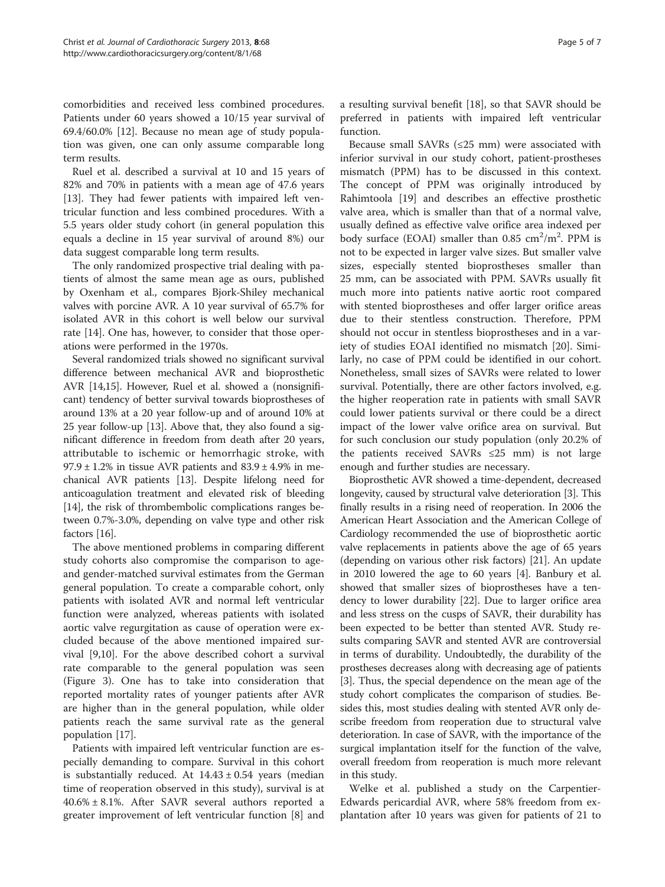comorbidities and received less combined procedures. Patients under 60 years showed a 10/15 year survival of 69.4/60.0% [12]. Because no mean age of study population was given, one can only assume comparable long term results.

Ruel et al. described a survival at 10 and 15 years of 82% and 70% in patients with a mean age of 47.6 years [13]. They had fewer patients with impaired left ventricular function and less combined procedures. With a 5.5 years older study cohort (in general population this equals a decline in 15 year survival of around 8%) our data suggest comparable long term results.

The only randomized prospective trial dealing with patients of almost the same mean age as ours, published by Oxenham et al., compares Bjork-Shiley mechanical valves with porcine AVR. A 10 year survival of 65.7% for isolated AVR in this cohort is well below our survival rate [14]. One has, however, to consider that those operations were performed in the 1970s.

Several randomized trials showed no significant survival difference between mechanical AVR and bioprosthetic AVR [14,15]. However, Ruel et al. showed a (nonsignificant) tendency of better survival towards bioprostheses of around 13% at a 20 year follow-up and of around 10% at 25 year follow-up [13]. Above that, they also found a significant difference in freedom from death after 20 years, attributable to ischemic or hemorrhagic stroke, with $97.9 \pm 1.2\%$ in tissue AVR patients and $83.9 \pm 4.9\%$ in mechanical AVR patients [13]. Despite lifelong need for anticoagulation treatment and elevated risk of bleeding [14], the risk of thrombembolic complications ranges between 0.7%-3.0%, depending on valve type and other risk factors [16].

The above mentioned problems in comparing different study cohorts also compromise the comparison to age- and gender-matched survival estimates from the German general population. To create a comparable cohort, only patients with isolated AVR and normal left ventricular function were analyzed, whereas patients with isolated aortic valve regurgitation as cause of operation were excluded because of the above mentioned impaired survival [9,10]. For the above described cohort a survival rate comparable to the general population was seen (Figure 3). One has to take into consideration that reported mortality rates of younger patients after AVR are higher than in the general population, while older patients reach the same survival rate as the general population [17].

Patients with impaired left ventricular function are especially demanding to compare. Survival in this cohort is substantially reduced. At $14.43 \pm 0.54$ years (median time of reoperation observed in this study), survival is at $40.6\% \pm 8.1\%$. After SAVR several authors reported a greater improvement of left ventricular function [8] and a resulting survival benefit [18], so that SAVR should be preferred in patients with impaired left ventricular function.

Because small SAVRs (≤25 mm) were associated with inferior survival in our study cohort, patient-prostheses mismatch (PPM) has to be discussed in this context. The concept of PPM was originally introduced by Rahimtoola [19] and describes an effective prosthetic valve area, which is smaller than that of a normal valve, usually defined as effective valve orifice area indexed per body surface (EOAI) smaller than 0.85 $cm^2/m^2$. PPM is not to be expected in larger valve sizes. But smaller valve sizes, especially stented bioprostheses smaller than 25 mm, can be associated with PPM. SAVRs usually fit much more into patients native aortic root compared with stented bioprostheses and offer larger orifice areas due to their stentless construction. Therefore, PPM should not occur in stentless bioprostheses and in a variety of studies EOAI identified no mismatch [20]. Similarly, no case of PPM could be identified in our cohort. Nonetheless, small sizes of SAVRs were related to lower survival. Potentially, there are other factors involved, e.g. the higher reoperation rate in patients with small SAVR could lower patients survival or there could be a direct impact of the lower valve orifice area on survival. But for such conclusion our study population (only 20.2% of the patients received SAVRs ≤25 mm) is not large enough and further studies are necessary.

Bioprosthetic AVR showed a time-dependent, decreased longevity, caused by structural valve deterioration [3]. This finally results in a rising need of reoperation. In 2006 the American Heart Association and the American College of Cardiology recommended the use of bioprosthetic aortic valve replacements in patients above the age of 65 years (depending on various other risk factors) [21]. An update in 2010 lowered the age to 60 years [4]. Banbury et al. showed that smaller sizes of bioprostheses have a tendency to lower durability [22]. Due to larger orifice area and less stress on the cusps of SAVR, their durability has been expected to be better than stented AVR. Study results comparing SAVR and stented AVR are controversial in terms of durability. Undoubtedly, the durability of the prostheses decreases along with decreasing age of patients [3]. Thus, the special dependence on the mean age of the study cohort complicates the comparison of studies. Besides this, most studies dealing with stented AVR only describe freedom from reoperation due to structural valve deterioration. In case of SAVR, with the importance of the surgical implantation itself for the function of the valve, overall freedom from reoperation is much more relevant in this study.

Welke et al. published a study on the Carpentier-Edwards pericardial AVR, where 58% freedom from explantation after 10 years was given for patients of 21 to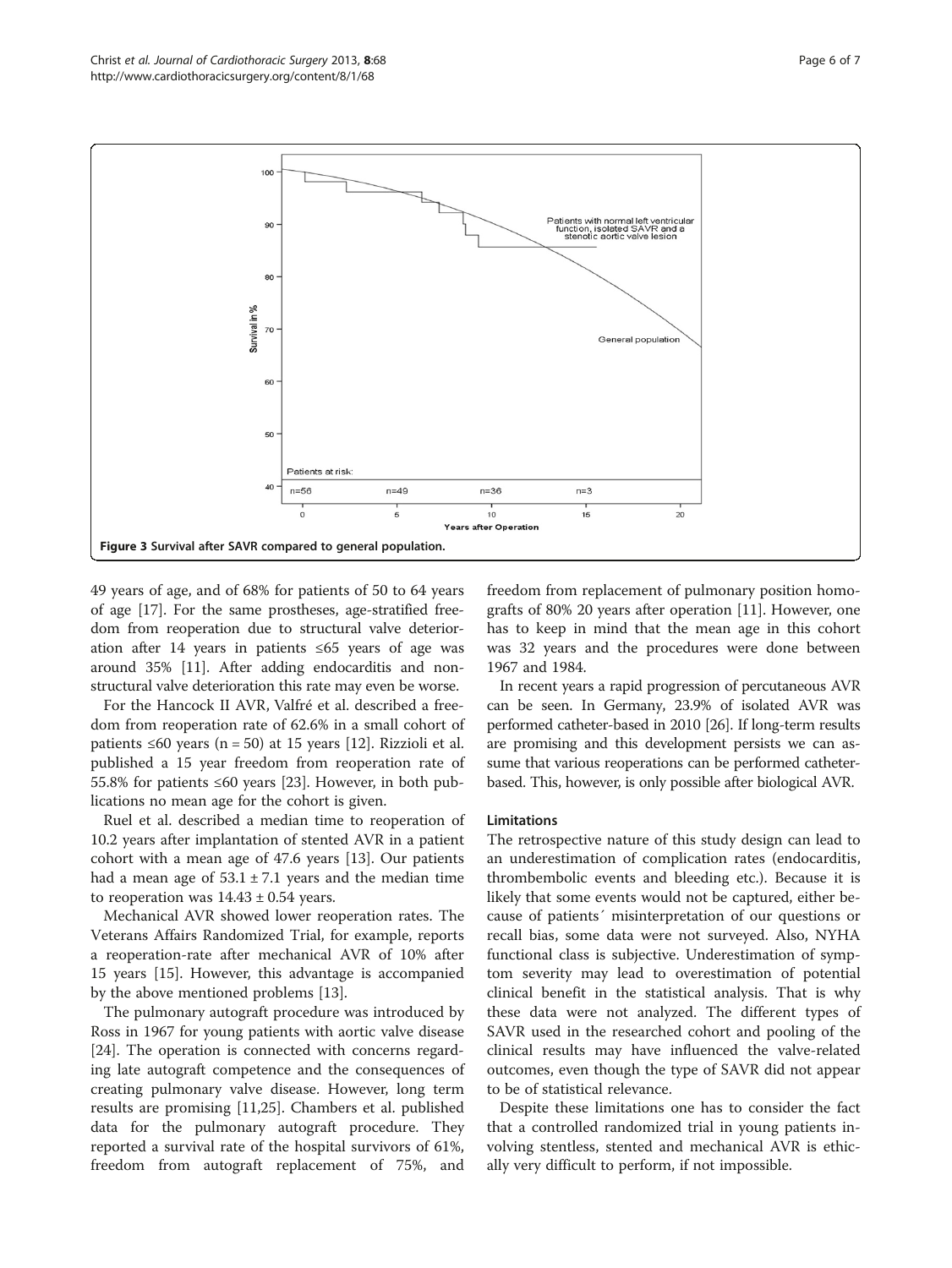Figure 3 Survival after SAVR compared to general population.

49 years of age, and of 68% for patients of 50 to 64 years of age [17]. For the same prostheses, age-stratified freedom from reoperation due to structural valve deterioration after 14 years in patients ≤65 years of age was around 35% [11]. After adding endocarditis and non-structural valve deterioration this rate may even be worse.

For the Hancock II AVR, Valfré et al. described a freedom from reoperation rate of 62.6% in a small cohort of patients ≤60 years (n = 50) at 15 years [12]. Rizzioli et al. published a 15 year freedom from reoperation rate of 55.8% for patients ≤60 years [23]. However, in both publications no mean age for the cohort is given.

Ruel et al. described a median time to reoperation of 10.2 years after implantation of stented AVR in a patient cohort with a mean age of 47.6 years [13]. Our patients had a mean age of 53.1 ± 7.1 years and the median time to reoperation was 14.43 ± 0.54 years.

Mechanical AVR showed lower reoperation rates. The Veterans Affairs Randomized Trial, for example, reports a reoperation-rate after mechanical AVR of 10% after 15 years [15]. However, this advantage is accompanied by the above mentioned problems [13].

The pulmonary autograft procedure was introduced by Ross in 1967 for young patients with aortic valve disease [24]. The operation is connected with concerns regarding late autograft competence and the consequences of creating pulmonary valve disease. However, long term results are promising [11,25]. Chambers et al. published data for the pulmonary autograft procedure. They reported a survival rate of the hospital survivors of 61%, freedom from autograft replacement of 75%, and freedom from replacement of pulmonary position homografts of 80% 20 years after operation [11]. However, one has to keep in mind that the mean age in this cohort was 32 years and the procedures were done between 1967 and 1984.

In recent years a rapid progression of percutaneous AVR can be seen. In Germany, 23.9% of isolated AVR was performed catheter-based in 2010 [26]. If long-term results are promising and this development persists we can assume that various reoperations can be performed catheter-based. This, however, is only possible after biological AVR.

### Limitations

The retrospective nature of this study design can lead to an underestimation of complication rates (endocarditis, thrombembolic events and bleeding etc.). Because it is likely that some events would not be captured, either because of patients´ misinterpretation of our questions or recall bias, some data were not surveyed. Also, NYHA functional class is subjective. Underestimation of symptom severity may lead to overestimation of potential clinical benefit in the statistical analysis. That is why these data were not analyzed. The different types of SAVR used in the researched cohort and pooling of the clinical results may have influenced the valve-related outcomes, even though the type of SAVR did not appear to be of statistical relevance.

Despite these limitations one has to consider the fact that a controlled randomized trial in young patients involving stentless, stented and mechanical AVR is ethically very difficult to perform, if not impossible.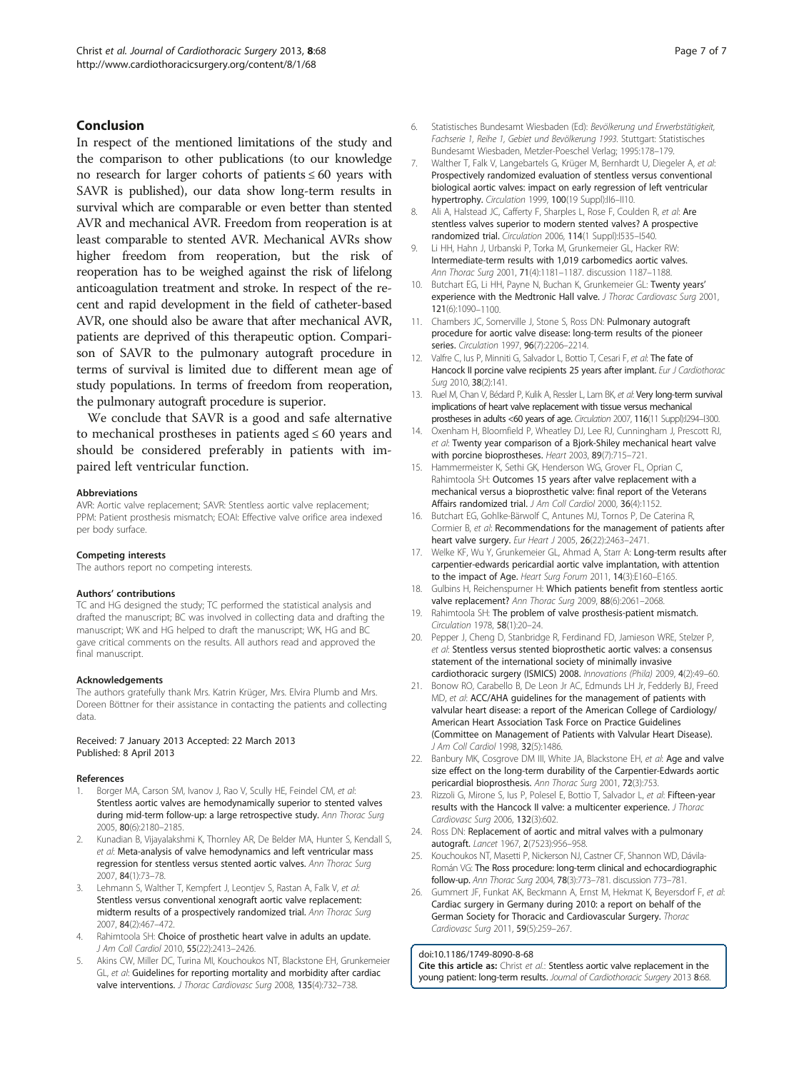## Conclusion

In respect of the mentioned limitations of the study and the comparison to other publications (to our knowledge no research for larger cohorts of patients ≤ 60 years with SAVR is published), our data show long-term results in survival which are comparable or even better than stented AVR and mechanical AVR. Freedom from reoperation is at least comparable to stented AVR. Mechanical AVRs show higher freedom from reoperation, but the risk of reoperation has to be weighed against the risk of lifelong anticoagulation treatment and stroke. In respect of the recent and rapid development in the field of catheter-based AVR, one should also be aware that after mechanical AVR, patients are deprived of this therapeutic option. Comparison of SAVR to the pulmonary autograft procedure in terms of survival is limited due to different mean age of study populations. In terms of freedom from reoperation, the pulmonary autograft procedure is superior.

We conclude that SAVR is a good and safe alternative to mechanical prostheses in patients aged ≤ 60 years and should be considered preferably in patients with impaired left ventricular function.

#### Abbreviations

AVR: Aortic valve replacement; SAVR: Stentless aortic valve replacement; PPM: Patient prosthesis mismatch; EOAI: Effective valve orifice area indexed per body surface.

#### Competing interests

The authors report no competing interests.

#### Authors' contributions

TC and HG designed the study; TC performed the statistical analysis and drafted the manuscript; BC was involved in collecting data and drafting the manuscript; WK and HG helped to draft the manuscript; WK, HG and BC gave critical comments on the results. All authors read and approved the final manuscript.

#### Acknowledgements

The authors gratefully thank Mrs. Katrin Krüger, Mrs. Elvira Plumb and Mrs. Doreen Böttner for their assistance in contacting the patients and collecting data.

Received: 7 January 2013 Accepted: 22 March 2013
Published: 8 April 2013

#### References

1. Borger MA, Carson SM, Ivanov J, Rao V, Scully HE, Feindel CM, *et al*: **Stentless aortic valves are hemodynamically superior to stented valves during mid-term follow-up: a large retrospective study.** *Ann Thorac Surg* 2005, **80**(6):2180–2185.
2. Kunadian B, Vijayalakshmi K, Thornley AR, De Belder MA, Hunter S, Kendall S, *et al*: **Meta-analysis of valve hemodynamics and left ventricular mass regression for stentless versus stented aortic valves.** *Ann Thorac Surg* 2007, **84**(1):73–78.
3. Lehmann S, Walther T, Kempfert J, Leontjev S, Rastan A, Falk V, *et al*: **Stentless versus conventional xenograft aortic valve replacement: midterm results of a prospectively randomized trial.** *Ann Thorac Surg* 2007, **84**(2):467–472.
4. Rahimtoola SH: **Choice of prosthetic heart valve in adults an update.** *J Am Coll Cardiol* 2010, **55**(22):2413–2426.
5. Akins CW, Miller DC, Turina MI, Kouchoukos NT, Blackstone EH, Grunkemeier GL, *et al*: **Guidelines for reporting mortality and morbidity after cardiac valve interventions.** *J Thorac Cardiovasc Surg* 2008, **135**(4):732–738.
6. Statistisches Bundesamt Wiesbaden (Ed): *Bevölkerung und Erwerbstätigkeit, Fachserie 1, Reihe 1, Gebiet und Bevölkerung 1993.* Stuttgart: Statistisches Bundesamt Wiesbaden, Metzler-Poeschel Verlag; 1995:178–179.
7. Walther T, Falk V, Langebartels G, Krüger M, Bernhardt U, Diegeler A, *et al*: **Prospectively randomized evaluation of stentless versus conventional biological aortic valves: impact on early regression of left ventricular hypertrophy.** *Circulation* 1999, **100**(19 Suppl):II6–II10.
8. Ali A, Halstead JC, Cafferty F, Sharples L, Rose F, Coulden R, *et al*: **Are stentless valves superior to modern stented valves? A prospective randomized trial.** *Circulation* 2006, **114**(1 Suppl):I535–I540.
9. Li HH, Hahn J, Urbanski P, Torka M, Grunkemeier GL, Hacker RW: **Intermediate-term results with 1,019 carbomedics aortic valves.** *Ann Thorac Surg* 2001, **71**(4):1181–1187. discussion 1187–1188.
10. Butchart EG, Li HH, Payne N, Buchan K, Grunkemeier GL: **Twenty years' experience with the Medtronic Hall valve.** *J Thorac Cardiovasc Surg* 2001, **121**(6):1090–1100.
11. Chambers JC, Somerville J, Stone S, Ross DN: **Pulmonary autograft procedure for aortic valve disease: long-term results of the pioneer series.** *Circulation* 1997, **96**(7):2206–2214.
12. Valfre C, Ius P, Minniti G, Salvador L, Bottio T, Cesari F, *et al*: **The fate of Hancock II porcine valve recipients 25 years after implant.** *Eur J Cardiothorac Surg* 2010, **38**(2):141.
13. Ruel M, Chan V, Bédard P, Kulik A, Ressler L, Lam BK, *et al*: **Very long-term survival implications of heart valve replacement with tissue versus mechanical prostheses in adults <60 years of age.** *Circulation* 2007, **116**(11 Suppl):I294–I300.
14. Oxenham H, Bloomfield P, Wheatley DJ, Lee RJ, Cunningham J, Prescott RJ, *et al*: **Twenty year comparison of a Bjork-Shiley mechanical heart valve with porcine bioprostheses.** *Heart* 2003, **89**(7):715–721.
15. Hammermeister K, Sethi GK, Henderson WG, Grover FL, Oprian C, Rahimtoola SH: **Outcomes 15 years after valve replacement with a mechanical versus a bioprosthetic valve: final report of the Veterans Affairs randomized trial.** *J Am Coll Cardiol* 2000, **36**(4):1152.
16. Butchart EG, Gohlke-Bärwolf C, Antunes MJ, Tornos P, De Caterina R, Cormier B, *et al*: **Recommendations for the management of patients after heart valve surgery.** *Eur Heart J* 2005, **26**(22):2463–2471.
17. Welke KF, Wu Y, Grunkemeier GL, Ahmad A, Starr A: **Long-term results after carpentier-edwards pericardial aortic valve implantation, with attention to the impact of Age.** *Heart Surg Forum* 2011, **14**(3):E160–E165.
18. Gulbins H, Reichenspurner H: **Which patients benefit from stentless aortic valve replacement?** *Ann Thorac Surg* 2009, **88**(6):2061–2068.
19. Rahimtoola SH: **The problem of valve prosthesis-patient mismatch.** *Circulation* 1978, **58**(1):20–24.
20. Pepper J, Cheng D, Stanbridge R, Ferdinand FD, Jamieson WRE, Stelzer P, *et al*: **Stentless versus stented bioprosthetic aortic valves: a consensus statement of the international society of minimally invasive cardiothoracic surgery (ISMICS) 2008.** *Innovations (Phila)* 2009, **4**(2):49–60.
21. Bonow RO, Carabello B, De Leon Jr AC, Edmunds LH Jr, Fedderly BJ, Freed MD, *et al*: **ACC/AHA guidelines for the management of patients with valvular heart disease: a report of the American College of Cardiology/ American Heart Association Task Force on Practice Guidelines (Committee on Management of Patients with Valvular Heart Disease).** *J Am Coll Cardiol* 1998, **32**(5):1486.
22. Banbury MK, Cosgrove DM III, White JA, Blackstone EH, *et al*: **Age and valve size effect on the long-term durability of the Carpentier-Edwards aortic pericardial bioprosthesis.** *Ann Thorac Surg* 2001, **72**(3):753.
23. Rizzoli G, Mirone S, Ius P, Polesel E, Bottio T, Salvador L, *et al*: **Fifteen-year results with the Hancock II valve: a multicenter experience.** *J Thorac Cardiovasc Surg* 2006, **132**(3):602.
24. Ross DN: **Replacement of aortic and mitral valves with a pulmonary autograft.** *Lancet* 1967, **2**(7523):956–958.
25. Kouchoukos NT, Masetti P, Nickerson NJ, Castner CF, Shannon WD, Dávila-Román VG: **The Ross procedure: long-term clinical and echocardiographic follow-up.** *Ann Thorac Surg* 2004, **78**(3):773–781. discussion 773–781.
26. Gummert JF, Funkat AK, Beckmann A, Ernst M, Hekmat K, Beyersdorf F, *et al*: **Cardiac surgery in Germany during 2010: a report on behalf of the German Society for Thoracic and Cardiovascular Surgery.** *Thorac Cardiovasc Surg* 2011, **59**(5):259–267.

doi:10.1186/1749-8090-8-68
**Cite this article as:** Christ *et al.*: Stentless aortic valve replacement in the young patient: long-term results. *Journal of Cardiothoracic Surgery* 2013 **8**:68.